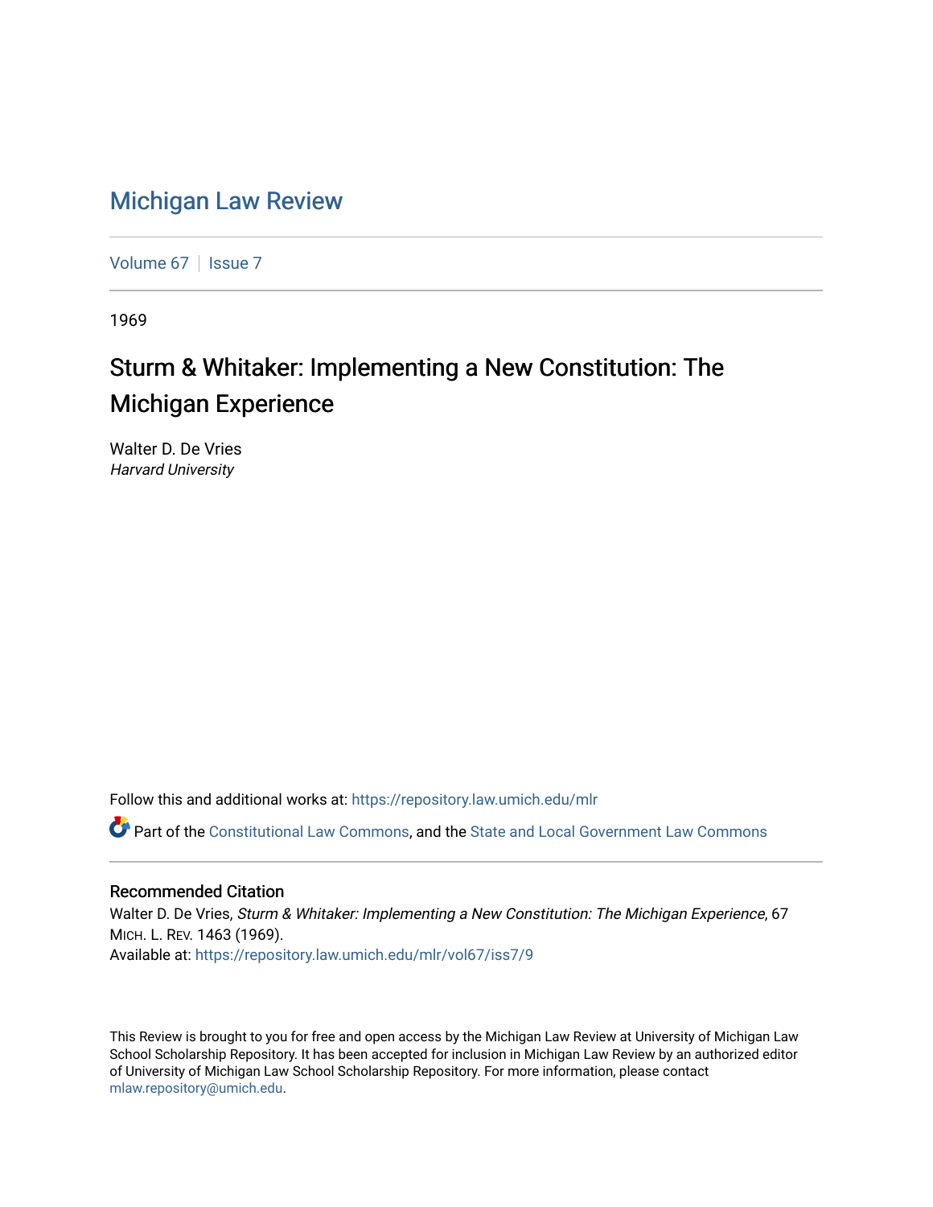# Michigan Law Review

Volume 67 | Issue 7

1969

## Sturm & Whitaker: Implementing a New Constitution: The Michigan Experience

Walter D. De Vries
*Harvard University*

Follow this and additional works at: https://repository.law.umich.edu/mlr

Part of the Constitutional Law Commons, and the State and Local Government Law Commons

### Recommended Citation

Walter D. De Vries, *Sturm & Whitaker: Implementing a New Constitution: The Michigan Experience*, 67 MICH. L. REV. 1463 (1969).
Available at: https://repository.law.umich.edu/mlr/vol67/iss7/9

This Review is brought to you for free and open access by the Michigan Law Review at University of Michigan Law School Scholarship Repository. It has been accepted for inclusion in Michigan Law Review by an authorized editor of University of Michigan Law School Scholarship Repository. For more information, please contact mlaw.repository@umich.edu.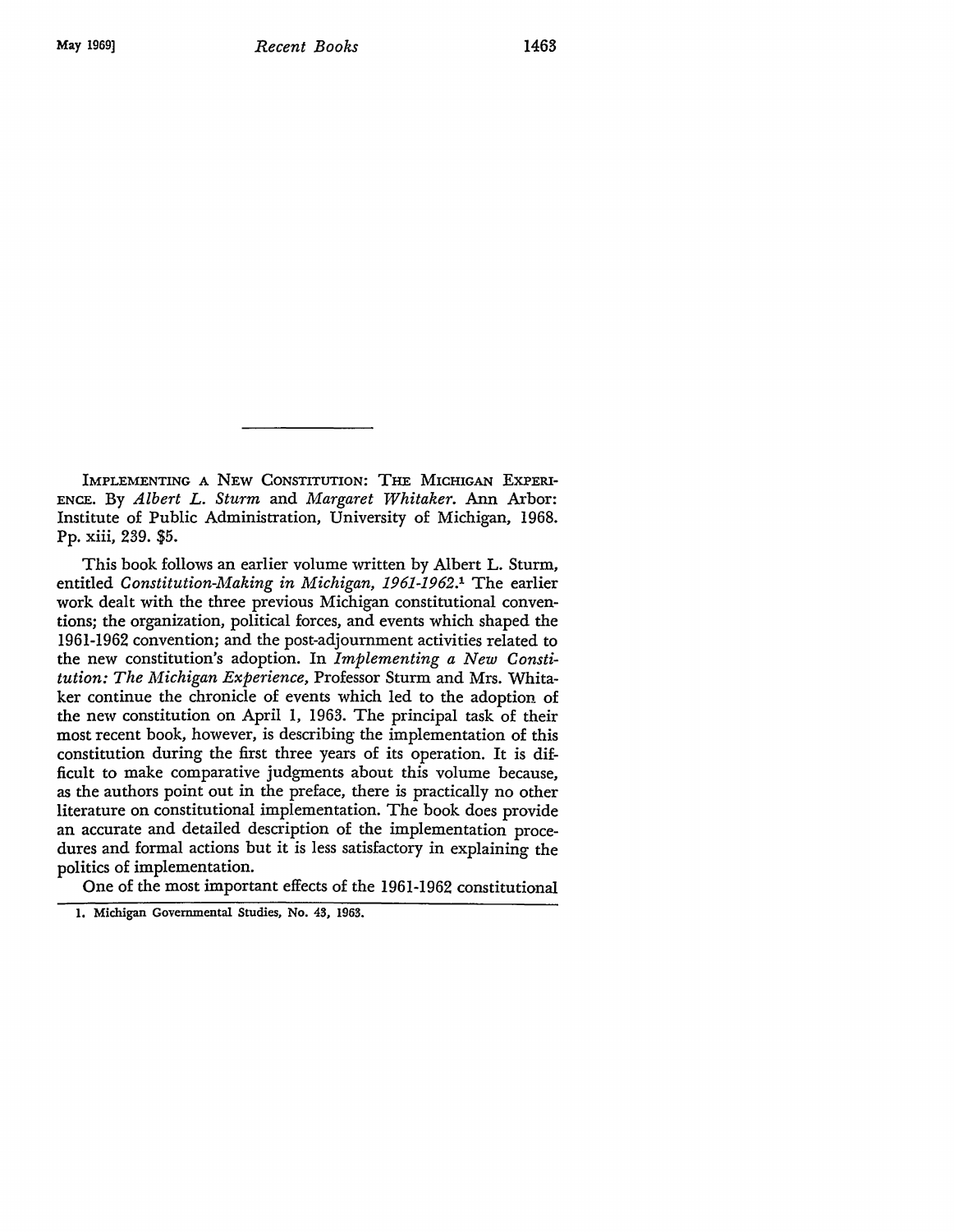IMPLEMENTING A NEW CONSTITUTION: THE MICHIGAN EXPERIENCE. By *Albert L. Sturm* and *Margaret Whitaker*. Ann Arbor: Institute of Public Administration, University of Michigan, 1968. Pp. xiii, 239. $5.

This book follows an earlier volume written by Albert L. Sturm, entitled *Constitution-Making in Michigan, 1961-1962*.[1] The earlier work dealt with the three previous Michigan constitutional conventions; the organization, political forces, and events which shaped the 1961-1962 convention; and the post-adjournment activities related to the new constitution's adoption. In *Implementing a New Constitution: The Michigan Experience*, Professor Sturm and Mrs. Whitaker continue the chronicle of events which led to the adoption of the new constitution on April 1, 1963. The principal task of their most recent book, however, is describing the implementation of this constitution during the first three years of its operation. It is difficult to make comparative judgments about this volume because, as the authors point out in the preface, there is practically no other literature on constitutional implementation. The book does provide an accurate and detailed description of the implementation procedures and formal actions but it is less satisfactory in explaining the politics of implementation.

One of the most important effects of the 1961-1962 constitutional

1. Michigan Governmental Studies, No. 43, 1963.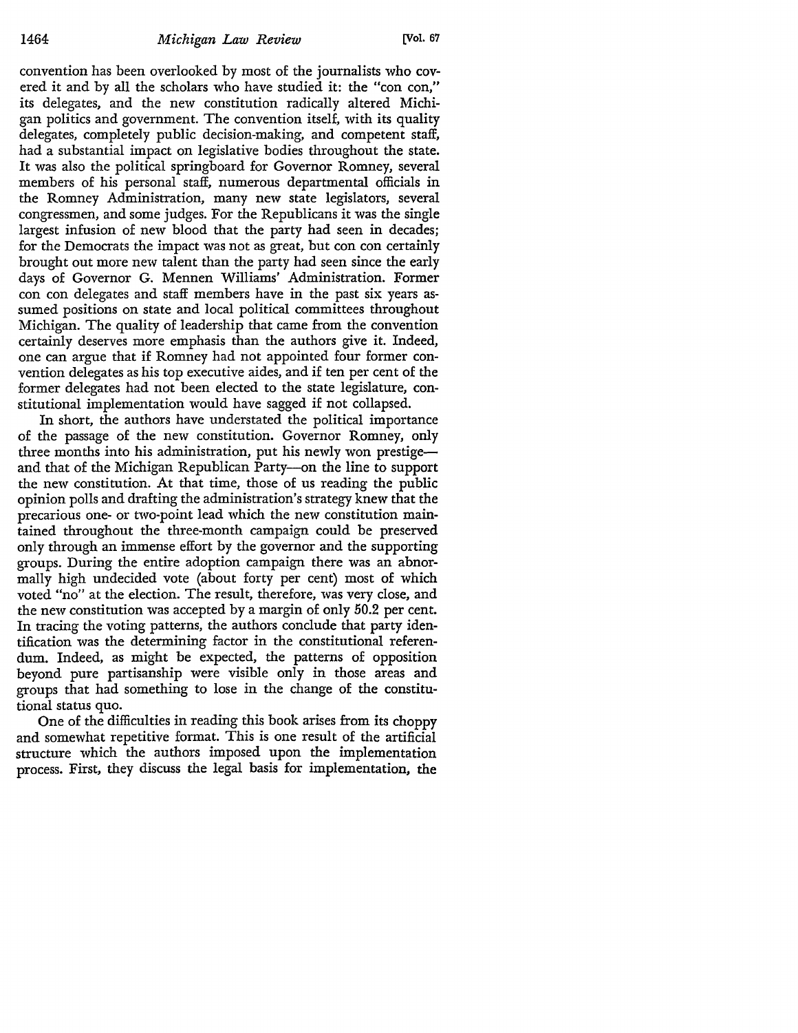convention has been overlooked by most of the journalists who covered it and by all the scholars who have studied it: the "con con," its delegates, and the new constitution radically altered Michigan politics and government. The convention itself, with its quality delegates, completely public decision-making, and competent staff, had a substantial impact on legislative bodies throughout the state. It was also the political springboard for Governor Romney, several members of his personal staff, numerous departmental officials in the Romney Administration, many new state legislators, several congressmen, and some judges. For the Republicans it was the single largest infusion of new blood that the party had seen in decades; for the Democrats the impact was not as great, but con con certainly brought out more new talent than the party had seen since the early days of Governor G. Mennen Williams' Administration. Former con con delegates and staff members have in the past six years assumed positions on state and local political committees throughout Michigan. The quality of leadership that came from the convention certainly deserves more emphasis than the authors give it. Indeed, one can argue that if Romney had not appointed four former convention delegates as his top executive aides, and if ten per cent of the former delegates had not been elected to the state legislature, constitutional implementation would have sagged if not collapsed.

In short, the authors have understated the political importance of the passage of the new constitution. Governor Romney, only three months into his administration, put his newly won prestige—and that of the Michigan Republican Party—on the line to support the new constitution. At that time, those of us reading the public opinion polls and drafting the administration's strategy knew that the precarious one- or two-point lead which the new constitution maintained throughout the three-month campaign could be preserved only through an immense effort by the governor and the supporting groups. During the entire adoption campaign there was an abnormally high undecided vote (about forty per cent) most of which voted "no" at the election. The result, therefore, was very close, and the new constitution was accepted by a margin of only 50.2 per cent. In tracing the voting patterns, the authors conclude that party identification was the determining factor in the constitutional referendum. Indeed, as might be expected, the patterns of opposition beyond pure partisanship were visible only in those areas and groups that had something to lose in the change of the constitutional status quo.

One of the difficulties in reading this book arises from its choppy and somewhat repetitive format. This is one result of the artificial structure which the authors imposed upon the implementation process. First, they discuss the legal basis for implementation, the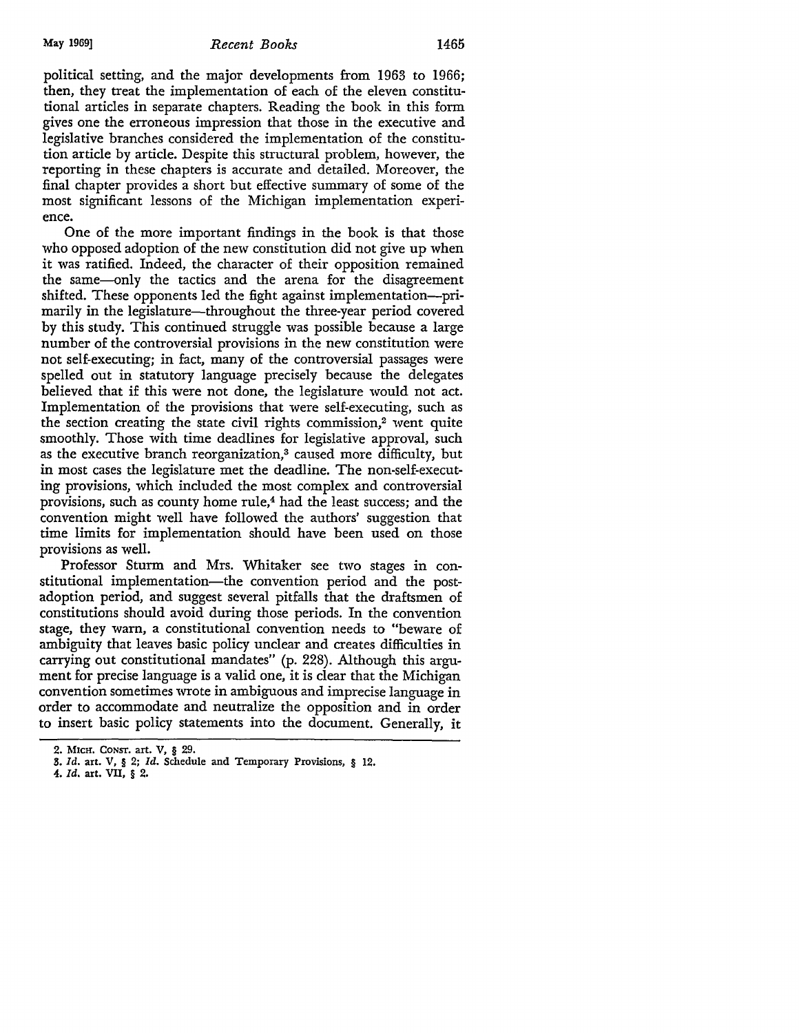political setting, and the major developments from 1963 to 1966; then, they treat the implementation of each of the eleven constitutional articles in separate chapters. Reading the book in this form gives one the erroneous impression that those in the executive and legislative branches considered the implementation of the constitution article by article. Despite this structural problem, however, the reporting in these chapters is accurate and detailed. Moreover, the final chapter provides a short but effective summary of some of the most significant lessons of the Michigan implementation experience.

One of the more important findings in the book is that those who opposed adoption of the new constitution did not give up when it was ratified. Indeed, the character of their opposition remained the same—only the tactics and the arena for the disagreement shifted. These opponents led the fight against implementation—primarily in the legislature—throughout the three-year period covered by this study. This continued struggle was possible because a large number of the controversial provisions in the new constitution were not self-executing; in fact, many of the controversial passages were spelled out in statutory language precisely because the delegates believed that if this were not done, the legislature would not act. Implementation of the provisions that were self-executing, such as the section creating the state civil rights commission,[2] went quite smoothly. Those with time deadlines for legislative approval, such as the executive branch reorganization,[3] caused more difficulty, but in most cases the legislature met the deadline. The non-self-executing provisions, which included the most complex and controversial provisions, such as county home rule,[4] had the least success; and the convention might well have followed the authors' suggestion that time limits for implementation should have been used on those provisions as well.

Professor Sturm and Mrs. Whitaker see two stages in constitutional implementation—the convention period and the post-adoption period, and suggest several pitfalls that the draftsmen of constitutions should avoid during those periods. In the convention stage, they warn, a constitutional convention needs to "beware of ambiguity that leaves basic policy unclear and creates difficulties in carrying out constitutional mandates" (p. 228). Although this argument for precise language is a valid one, it is clear that the Michigan convention sometimes wrote in ambiguous and imprecise language in order to accommodate and neutralize the opposition and in order to insert basic policy statements into the document. Generally, it

---

2. MICH. CONST. art. V, § 29.
3. *Id.* art. V, § 2; *Id.* Schedule and Temporary Provisions, § 12.
4. *Id.* art. VII, § 2.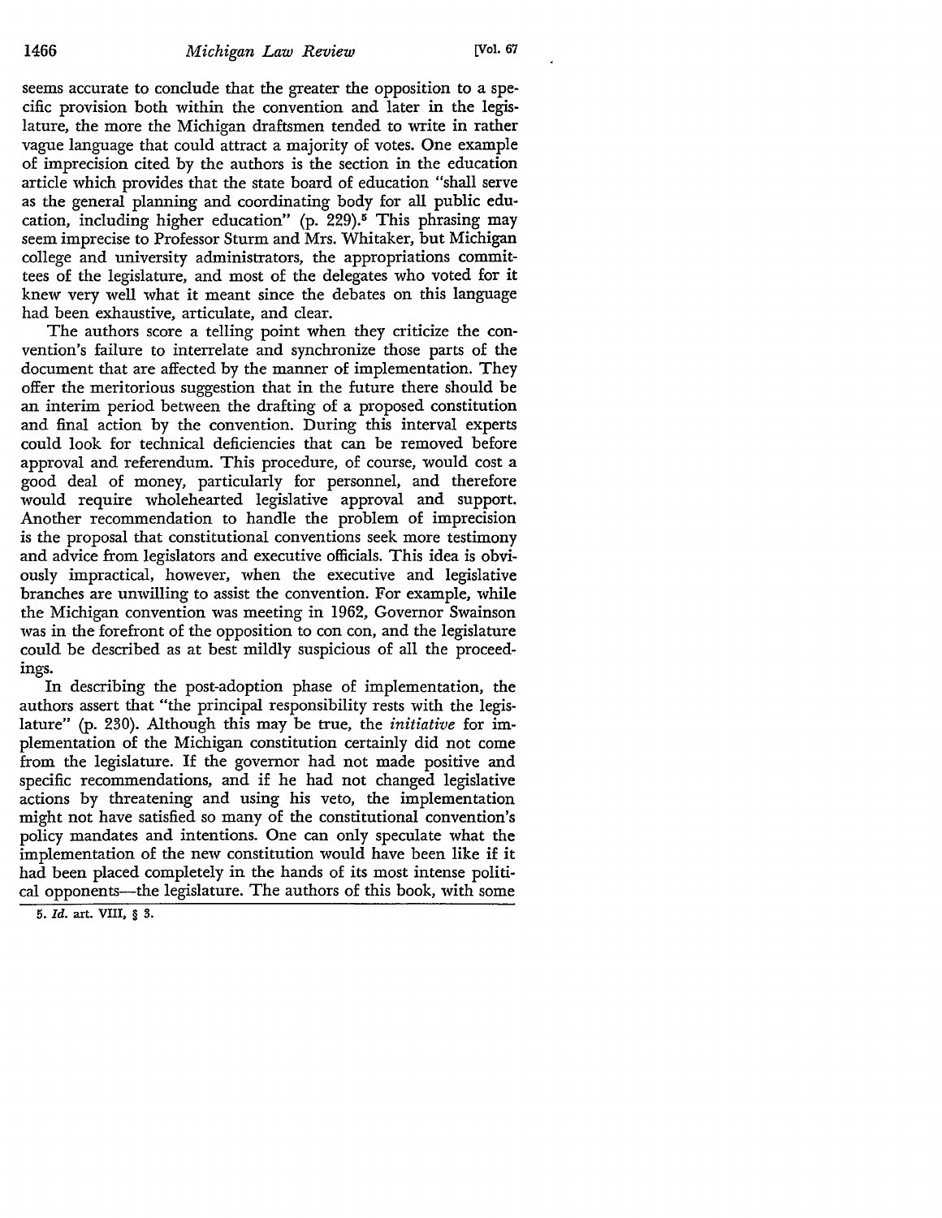seems accurate to conclude that the greater the opposition to a specific provision both within the convention and later in the legislature, the more the Michigan draftsmen tended to write in rather vague language that could attract a majority of votes. One example of imprecision cited by the authors is the section in the education article which provides that the state board of education "shall serve as the general planning and coordinating body for all public education, including higher education" (p. 229).[5] This phrasing may seem imprecise to Professor Sturm and Mrs. Whitaker, but Michigan college and university administrators, the appropriations committees of the legislature, and most of the delegates who voted for it knew very well what it meant since the debates on this language had been exhaustive, articulate, and clear.

The authors score a telling point when they criticize the convention's failure to interrelate and synchronize those parts of the document that are affected by the manner of implementation. They offer the meritorious suggestion that in the future there should be an interim period between the drafting of a proposed constitution and final action by the convention. During this interval experts could look for technical deficiencies that can be removed before approval and referendum. This procedure, of course, would cost a good deal of money, particularly for personnel, and therefore would require wholehearted legislative approval and support. Another recommendation to handle the problem of imprecision is the proposal that constitutional conventions seek more testimony and advice from legislators and executive officials. This idea is obviously impractical, however, when the executive and legislative branches are unwilling to assist the convention. For example, while the Michigan convention was meeting in 1962, Governor Swainson was in the forefront of the opposition to con con, and the legislature could be described as at best mildly suspicious of all the proceedings.

In describing the post-adoption phase of implementation, the authors assert that "the principal responsibility rests with the legislature" (p. 230). Although this may be true, the *initiative* for implementation of the Michigan constitution certainly did not come from the legislature. If the governor had not made positive and specific recommendations, and if he had not changed legislative actions by threatening and using his veto, the implementation might not have satisfied so many of the constitutional convention's policy mandates and intentions. One can only speculate what the implementation of the new constitution would have been like if it had been placed completely in the hands of its most intense political opponents—the legislature. The authors of this book, with some

5. *Id.* art. VIII, § 3.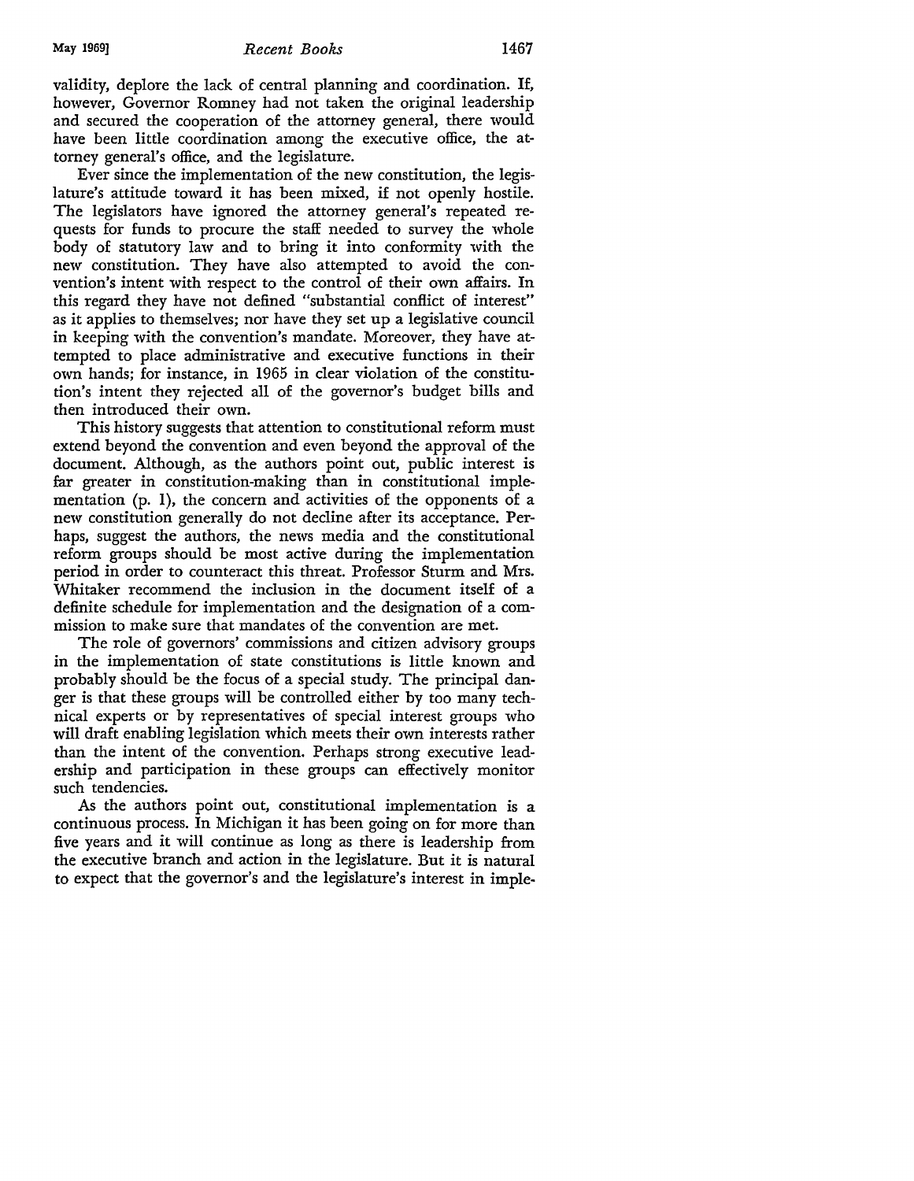validity, deplore the lack of central planning and coordination. If, however, Governor Romney had not taken the original leadership and secured the cooperation of the attorney general, there would have been little coordination among the executive office, the attorney general's office, and the legislature.

Ever since the implementation of the new constitution, the legislature's attitude toward it has been mixed, if not openly hostile. The legislators have ignored the attorney general's repeated requests for funds to procure the staff needed to survey the whole body of statutory law and to bring it into conformity with the new constitution. They have also attempted to avoid the convention's intent with respect to the control of their own affairs. In this regard they have not defined "substantial conflict of interest" as it applies to themselves; nor have they set up a legislative council in keeping with the convention's mandate. Moreover, they have attempted to place administrative and executive functions in their own hands; for instance, in 1965 in clear violation of the constitution's intent they rejected all of the governor's budget bills and then introduced their own.

This history suggests that attention to constitutional reform must extend beyond the convention and even beyond the approval of the document. Although, as the authors point out, public interest is far greater in constitution-making than in constitutional implementation (p. 1), the concern and activities of the opponents of a new constitution generally do not decline after its acceptance. Perhaps, suggest the authors, the news media and the constitutional reform groups should be most active during the implementation period in order to counteract this threat. Professor Sturm and Mrs. Whitaker recommend the inclusion in the document itself of a definite schedule for implementation and the designation of a commission to make sure that mandates of the convention are met.

The role of governors' commissions and citizen advisory groups in the implementation of state constitutions is little known and probably should be the focus of a special study. The principal danger is that these groups will be controlled either by too many technical experts or by representatives of special interest groups who will draft enabling legislation which meets their own interests rather than the intent of the convention. Perhaps strong executive leadership and participation in these groups can effectively monitor such tendencies.

As the authors point out, constitutional implementation is a continuous process. In Michigan it has been going on for more than five years and it will continue as long as there is leadership from the executive branch and action in the legislature. But it is natural to expect that the governor's and the legislature's interest in imple-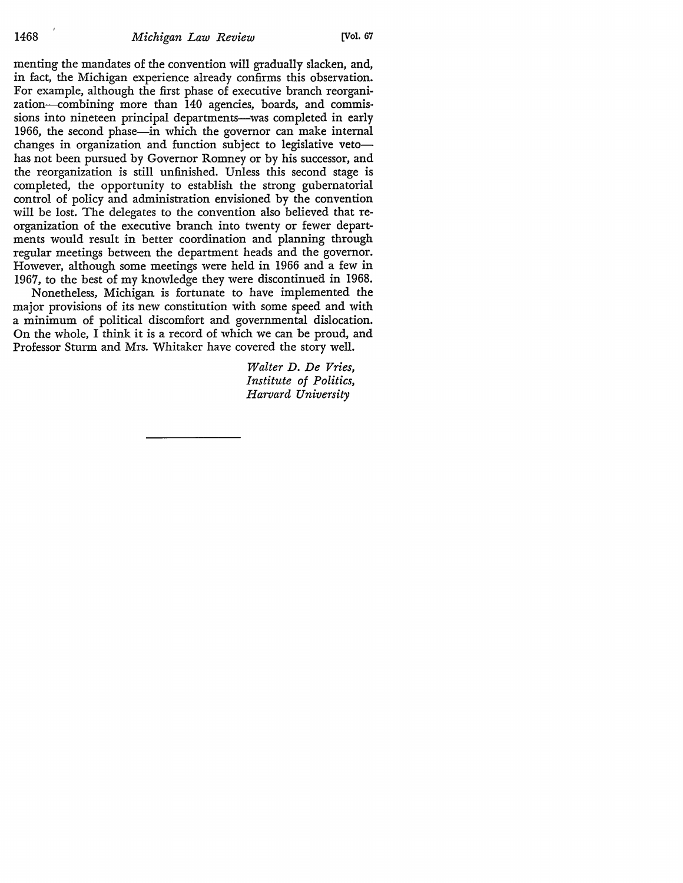menting the mandates of the convention will gradually slacken, and, in fact, the Michigan experience already confirms this observation. For example, although the first phase of executive branch reorganization—combining more than 140 agencies, boards, and commissions into nineteen principal departments—was completed in early 1966, the second phase—in which the governor can make internal changes in organization and function subject to legislative veto—has not been pursued by Governor Romney or by his successor, and the reorganization is still unfinished. Unless this second stage is completed, the opportunity to establish the strong gubernatorial control of policy and administration envisioned by the convention will be lost. The delegates to the convention also believed that reorganization of the executive branch into twenty or fewer departments would result in better coordination and planning through regular meetings between the department heads and the governor. However, although some meetings were held in 1966 and a few in 1967, to the best of my knowledge they were discontinued in 1968.

Nonetheless, Michigan is fortunate to have implemented the major provisions of its new constitution with some speed and with a minimum of political discomfort and governmental dislocation. On the whole, I think it is a record of which we can be proud, and Professor Sturm and Mrs. Whitaker have covered the story well.

*Walter D. De Vries,*
*Institute of Politics,*
*Harvard University*